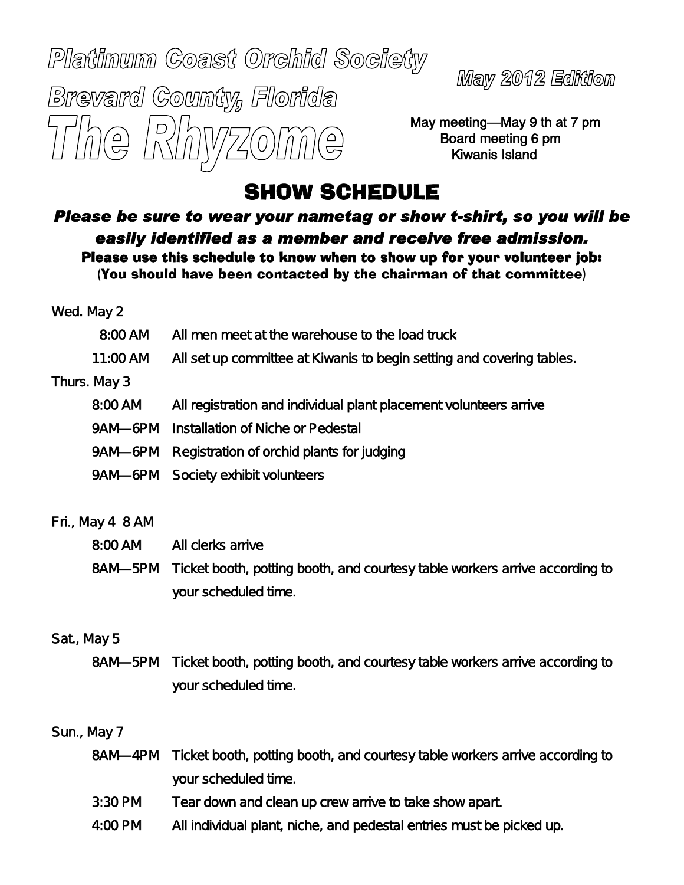# Platinum Coast Orchid Society

## Brevard County, Florida

# The Rhyzome

**May 2012 Edition**

May meeting—May 9 th at 7 pm
Board meeting 6 pm
Kiwanis Island

## SHOW SCHEDULE

***Please be sure to wear your nametag or show t-shirt, so you will be easily identified as a member and receive free admission.***

**Please use this schedule to know when to show up for your volunteer job:**
**(You should have been contacted by the chairman of that committee)**

Wed. May 2

| | |
|---|---|
| 8:00 AM | All men meet at the warehouse to the load truck |
| 11:00 AM | All set up committee at Kiwanis to begin setting and covering tables. |

Thurs. May 3

| | |
|---|---|
| 8:00 AM | All registration and individual plant placement volunteers arrive |
| 9AM—6PM | Installation of Niche or Pedestal |
| 9AM—6PM | Registration of orchid plants for judging |
| 9AM—6PM | Society exhibit volunteers |

Fri., May 4 8 AM

| | |
|---|---|
| 8:00 AM | All clerks arrive |
| 8AM—5PM | Ticket booth, potting booth, and courtesy table workers arrive according to your scheduled time. |

Sat., May 5

| | |
|---|---|
| 8AM—5PM | Ticket booth, potting booth, and courtesy table workers arrive according to your scheduled time. |

Sun., May 7

| | |
|---|---|
| 8AM—4PM | Ticket booth, potting booth, and courtesy table workers arrive according to your scheduled time. |
| 3:30 PM | Tear down and clean up crew arrive to take show apart. |
| 4:00 PM | All individual plant, niche, and pedestal entries must be picked up. |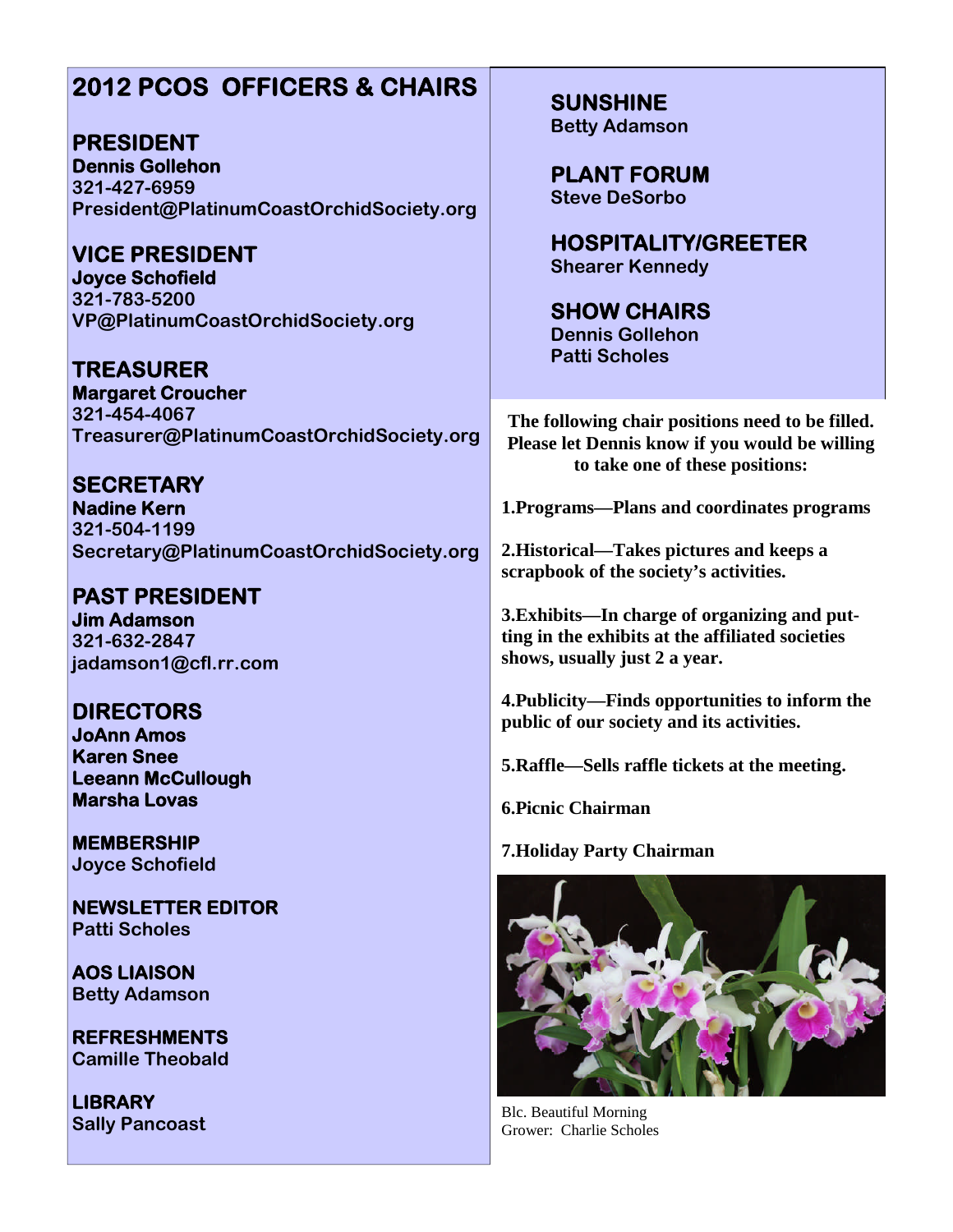# 2012 PCOS OFFICERS & CHAIRS

## PRESIDENT
**Dennis Gollehon**
**321-427-6959**
**President@PlatinumCoastOrchidSociety.org**

## VICE PRESIDENT
**Joyce Schofield**
**321-783-5200**
**VP@PlatinumCoastOrchidSociety.org**

## TREASURER
**Margaret Croucher**
**321-454-4067**
**Treasurer@PlatinumCoastOrchidSociety.org**

## SECRETARY
**Nadine Kern**
**321-504-1199**
**Secretary@PlatinumCoastOrchidSociety.org**

## PAST PRESIDENT
**Jim Adamson**
**321-632-2847**
**jadamson1@cfl.rr.com**

## DIRECTORS
**JoAnn Amos**
**Karen Snee**
**Leeann McCullough**
**Marsha Lovas**

### MEMBERSHIP
**Joyce Schofield**

### NEWSLETTER EDITOR
**Patti Scholes**

### AOS LIAISON
**Betty Adamson**

### REFRESHMENTS
**Camille Theobald**

### LIBRARY
**Sally Pancoast**

## SUNSHINE
**Betty Adamson**

## PLANT FORUM
**Steve DeSorbo**

## HOSPITALITY/GREETER
**Shearer Kennedy**

## SHOW CHAIRS
**Dennis Gollehon**
**Patti Scholes**

**The following chair positions need to be filled. Please let Dennis know if you would be willing to take one of these positions:**

**1.Programs—Plans and coordinates programs**

**2.Historical—Takes pictures and keeps a scrapbook of the society's activities.**

**3.Exhibits—In charge of organizing and putting in the exhibits at the affiliated societies shows, usually just 2 a year.**

**4.Publicity—Finds opportunities to inform the public of our society and its activities.**

**5.Raffle—Sells raffle tickets at the meeting.**

**6.Picnic Chairman**

**7.Holiday Party Chairman**

Blc. Beautiful Morning
Grower: Charlie Scholes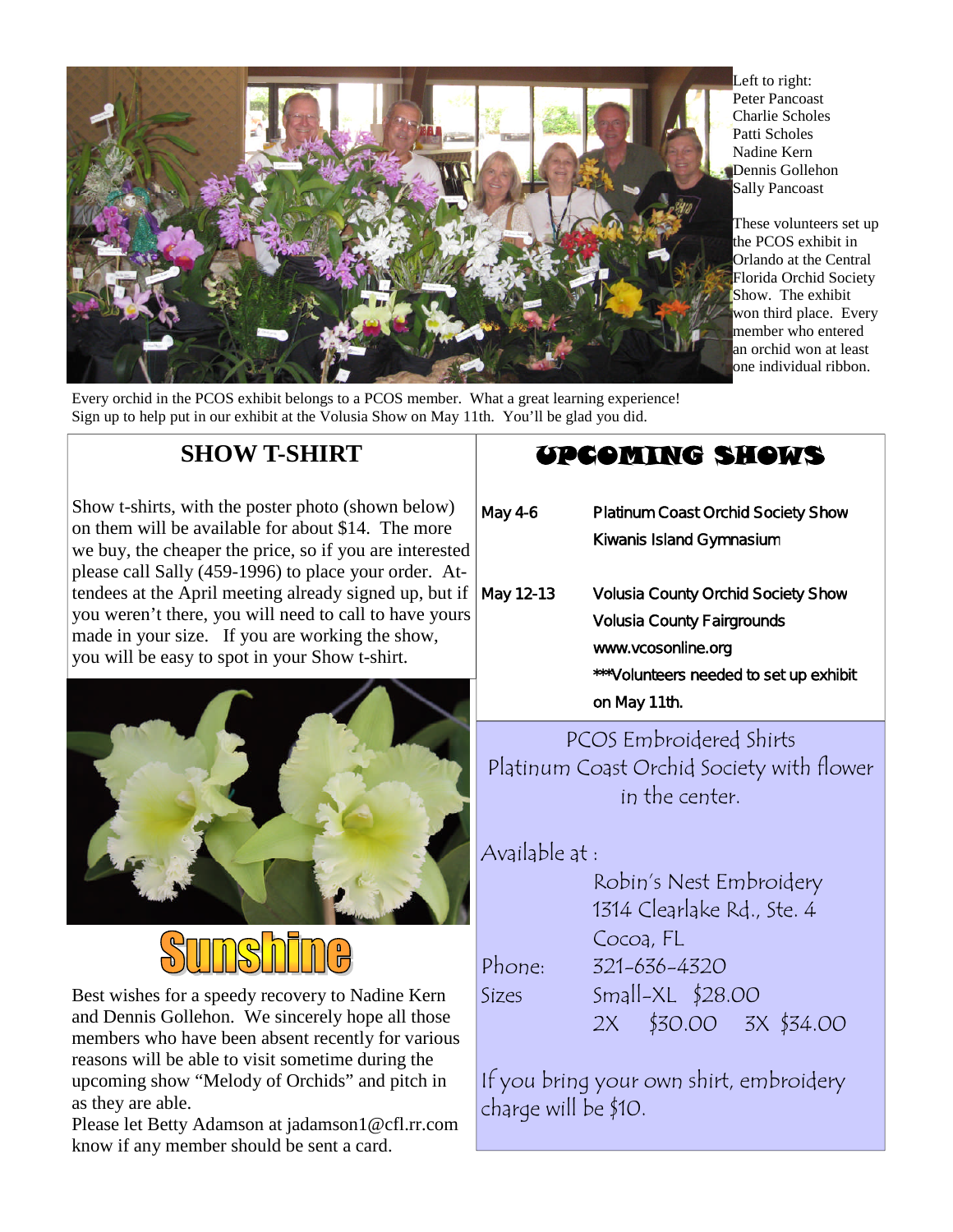Left to right:
Peter Pancoast
Charlie Scholes
Patti Scholes
Nadine Kern
Dennis Gollehon
Sally Pancoast

These volunteers set up the PCOS exhibit in Orlando at the Central Florida Orchid Society Show. The exhibit won third place. Every member who entered an orchid won at least one individual ribbon.

Every orchid in the PCOS exhibit belongs to a PCOS member. What a great learning experience! Sign up to help put in our exhibit at the Volusia Show on May 11th. You'll be glad you did.

## SHOW T-SHIRT

Show t-shirts, with the poster photo (shown below) on them will be available for about $14. The more we buy, the cheaper the price, so if you are interested please call Sally (459-1996) to place your order. Attendees at the April meeting already signed up, but if you weren't there, you will need to call to have yours made in your size. If you are working the show, you will be easy to spot in your Show t-shirt.

## Sunshine

Best wishes for a speedy recovery to Nadine Kern and Dennis Gollehon. We sincerely hope all those members who have been absent recently for various reasons will be able to visit sometime during the upcoming show "Melody of Orchids" and pitch in as they are able.

Please let Betty Adamson at jadamson1@cfl.rr.com know if any member should be sent a card.

## UPCOMING SHOWS

**May 4-6** — Platinum Coast Orchid Society Show
Kiwanis Island Gymnasium

**May 12-13** — Volusia County Orchid Society Show
Volusia County Fairgrounds
www.vcosonline.org
***Volunteers needed to set up exhibit on May 11th.

## PCOS Embroidered Shirts

Platinum Coast Orchid Society with flower in the center.

Available at :
Robin's Nest Embroidery
1314 Clearlake Rd., Ste. 4
Cocoa, FL

Phone: 321-636-4320

Sizes: Small-XL $28.00
2X $30.00 3X $34.00

If you bring your own shirt, embroidery charge will be $10.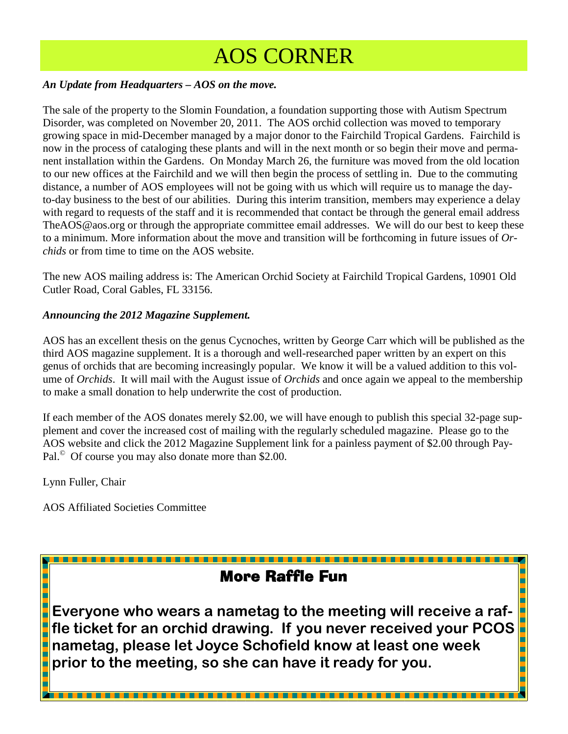# AOS CORNER

***An Update from Headquarters – AOS on the move.***

The sale of the property to the Slomin Foundation, a foundation supporting those with Autism Spectrum Disorder, was completed on November 20, 2011. The AOS orchid collection was moved to temporary growing space in mid-December managed by a major donor to the Fairchild Tropical Gardens. Fairchild is now in the process of cataloging these plants and will in the next month or so begin their move and permanent installation within the Gardens. On Monday March 26, the furniture was moved from the old location to our new offices at the Fairchild and we will then begin the process of settling in. Due to the commuting distance, a number of AOS employees will not be going with us which will require us to manage the day-to-day business to the best of our abilities. During this interim transition, members may experience a delay with regard to requests of the staff and it is recommended that contact be through the general email address TheAOS@aos.org or through the appropriate committee email addresses. We will do our best to keep these to a minimum. More information about the move and transition will be forthcoming in future issues of *Orchids* or from time to time on the AOS website.

The new AOS mailing address is: The American Orchid Society at Fairchild Tropical Gardens, 10901 Old Cutler Road, Coral Gables, FL 33156.

***Announcing the 2012 Magazine Supplement.***

AOS has an excellent thesis on the genus Cycnoches, written by George Carr which will be published as the third AOS magazine supplement. It is a thorough and well-researched paper written by an expert on this genus of orchids that are becoming increasingly popular. We know it will be a valued addition to this volume of *Orchids*. It will mail with the August issue of *Orchids* and once again we appeal to the membership to make a small donation to help underwrite the cost of production.

If each member of the AOS donates merely $2.00, we will have enough to publish this special 32-page supplement and cover the increased cost of mailing with the regularly scheduled magazine. Please go to the AOS website and click the 2012 Magazine Supplement link for a painless payment of $2.00 through PayPal.© Of course you may also donate more than $2.00.

Lynn Fuller, Chair

AOS Affiliated Societies Committee

## More Raffle Fun

**Everyone who wears a nametag to the meeting will receive a raffle ticket for an orchid drawing. If you never received your PCOS nametag, please let Joyce Schofield know at least one week prior to the meeting, so she can have it ready for you.**